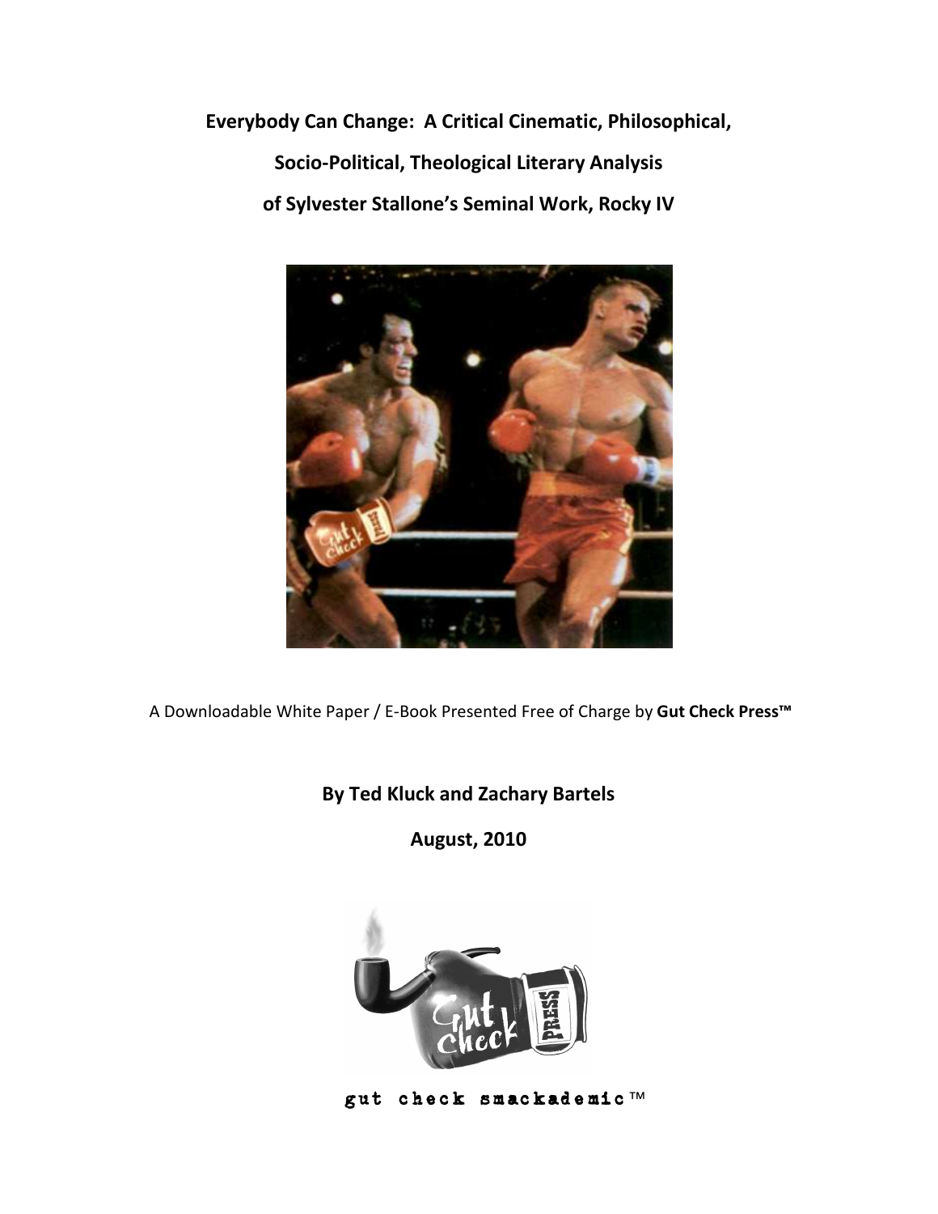# Everybody Can Change: A Critical Cinematic, Philosophical, Socio-Political, Theological Literary Analysis of Sylvester Stallone's Seminal Work, Rocky IV

A Downloadable White Paper / E-Book Presented Free of Charge by **Gut Check Press™**

**By Ted Kluck and Zachary Bartels**

**August, 2010**

gut check smackademic™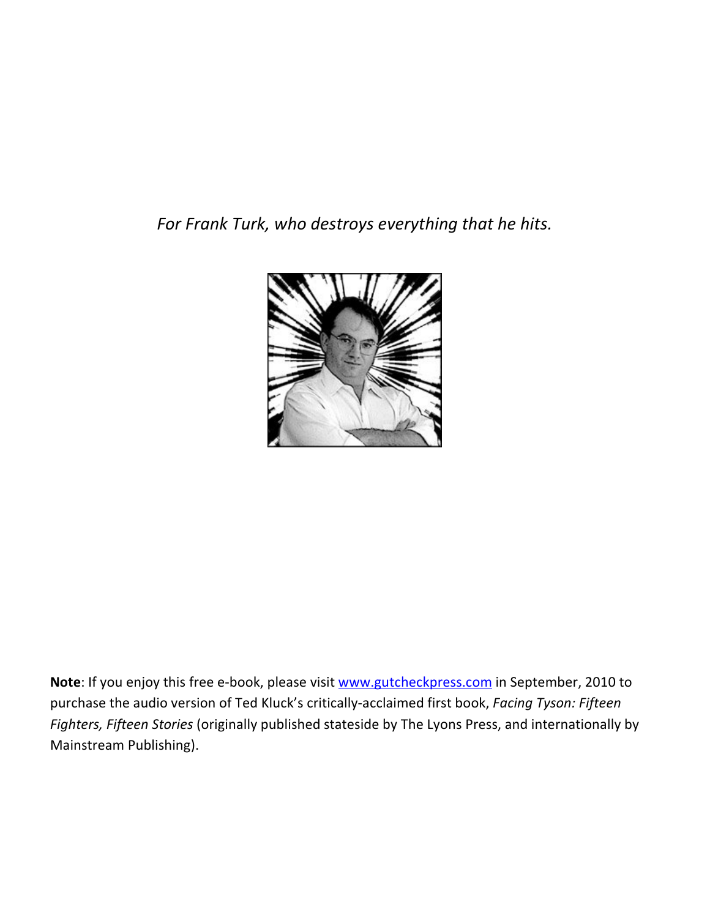*For Frank Turk, who destroys everything that he hits.*

**Note**: If you enjoy this free e-book, please visit www.gutcheckpress.com in September, 2010 to purchase the audio version of Ted Kluck's critically-acclaimed first book, *Facing Tyson: Fifteen Fighters, Fifteen Stories* (originally published stateside by The Lyons Press, and internationally by Mainstream Publishing).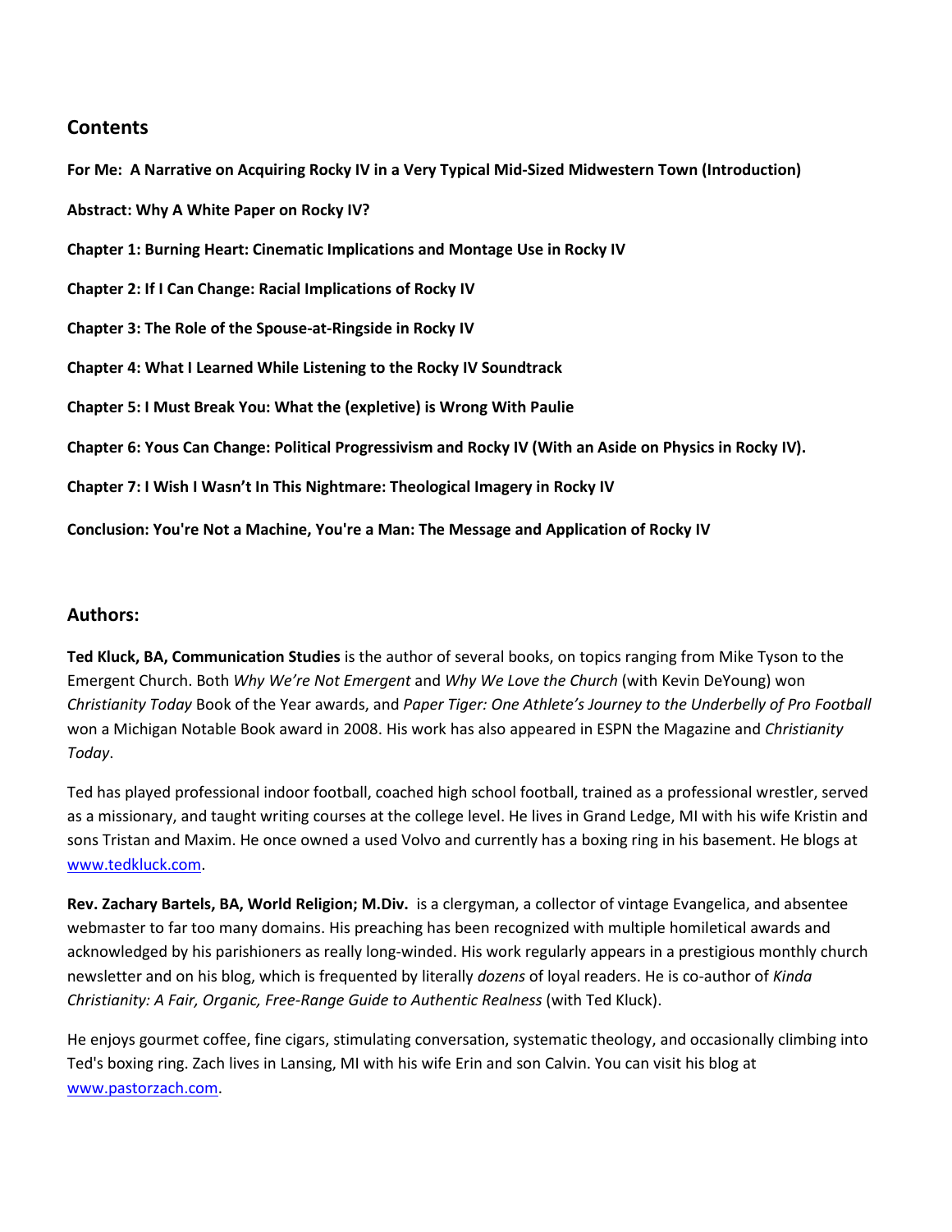## Contents

**For Me: A Narrative on Acquiring Rocky IV in a Very Typical Mid-Sized Midwestern Town (Introduction)**

**Abstract: Why A White Paper on Rocky IV?**

**Chapter 1: Burning Heart: Cinematic Implications and Montage Use in Rocky IV**

**Chapter 2: If I Can Change: Racial Implications of Rocky IV**

**Chapter 3: The Role of the Spouse-at-Ringside in Rocky IV**

**Chapter 4: What I Learned While Listening to the Rocky IV Soundtrack**

**Chapter 5: I Must Break You: What the (expletive) is Wrong With Paulie**

**Chapter 6: Yous Can Change: Political Progressivism and Rocky IV (With an Aside on Physics in Rocky IV).**

**Chapter 7: I Wish I Wasn't In This Nightmare: Theological Imagery in Rocky IV**

**Conclusion: You're Not a Machine, You're a Man: The Message and Application of Rocky IV**

## Authors:

**Ted Kluck, BA, Communication Studies** is the author of several books, on topics ranging from Mike Tyson to the Emergent Church. Both *Why We're Not Emergent* and *Why We Love the Church* (with Kevin DeYoung) won *Christianity Today* Book of the Year awards, and *Paper Tiger: One Athlete's Journey to the Underbelly of Pro Football* won a Michigan Notable Book award in 2008. His work has also appeared in ESPN the Magazine and *Christianity Today*.

Ted has played professional indoor football, coached high school football, trained as a professional wrestler, served as a missionary, and taught writing courses at the college level. He lives in Grand Ledge, MI with his wife Kristin and sons Tristan and Maxim. He once owned a used Volvo and currently has a boxing ring in his basement. He blogs at [www.tedkluck.com](www.tedkluck.com).

**Rev. Zachary Bartels, BA, World Religion; M.Div.** is a clergyman, a collector of vintage Evangelica, and absentee webmaster to far too many domains. His preaching has been recognized with multiple homiletical awards and acknowledged by his parishioners as really long-winded. His work regularly appears in a prestigious monthly church newsletter and on his blog, which is frequented by literally *dozens* of loyal readers. He is co-author of *Kinda Christianity: A Fair, Organic, Free-Range Guide to Authentic Realness* (with Ted Kluck).

He enjoys gourmet coffee, fine cigars, stimulating conversation, systematic theology, and occasionally climbing into Ted's boxing ring. Zach lives in Lansing, MI with his wife Erin and son Calvin. You can visit his blog at [www.pastorzach.com](www.pastorzach.com).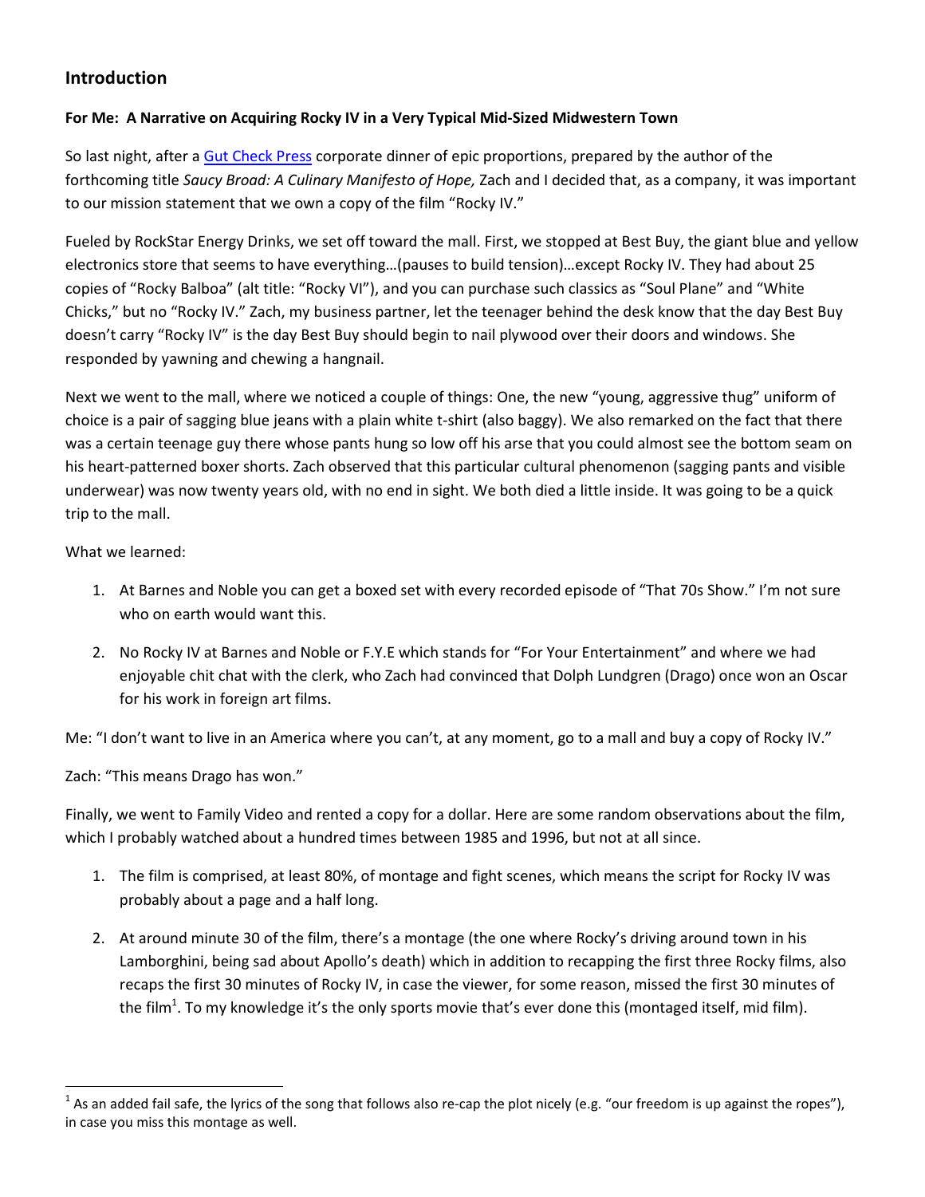## Introduction

**For Me: A Narrative on Acquiring Rocky IV in a Very Typical Mid-Sized Midwestern Town**

So last night, after a Gut Check Press corporate dinner of epic proportions, prepared by the author of the forthcoming title *Saucy Broad: A Culinary Manifesto of Hope,* Zach and I decided that, as a company, it was important to our mission statement that we own a copy of the film "Rocky IV."

Fueled by RockStar Energy Drinks, we set off toward the mall. First, we stopped at Best Buy, the giant blue and yellow electronics store that seems to have everything…(pauses to build tension)…except Rocky IV. They had about 25 copies of "Rocky Balboa" (alt title: "Rocky VI"), and you can purchase such classics as "Soul Plane" and "White Chicks," but no "Rocky IV." Zach, my business partner, let the teenager behind the desk know that the day Best Buy doesn't carry "Rocky IV" is the day Best Buy should begin to nail plywood over their doors and windows. She responded by yawning and chewing a hangnail.

Next we went to the mall, where we noticed a couple of things: One, the new "young, aggressive thug" uniform of choice is a pair of sagging blue jeans with a plain white t-shirt (also baggy). We also remarked on the fact that there was a certain teenage guy there whose pants hung so low off his arse that you could almost see the bottom seam on his heart-patterned boxer shorts. Zach observed that this particular cultural phenomenon (sagging pants and visible underwear) was now twenty years old, with no end in sight. We both died a little inside. It was going to be a quick trip to the mall.

What we learned:

1. At Barnes and Noble you can get a boxed set with every recorded episode of "That 70s Show." I'm not sure who on earth would want this.

2. No Rocky IV at Barnes and Noble or F.Y.E which stands for "For Your Entertainment" and where we had enjoyable chit chat with the clerk, who Zach had convinced that Dolph Lundgren (Drago) once won an Oscar for his work in foreign art films.

Me: "I don't want to live in an America where you can't, at any moment, go to a mall and buy a copy of Rocky IV."

Zach: "This means Drago has won."

Finally, we went to Family Video and rented a copy for a dollar. Here are some random observations about the film, which I probably watched about a hundred times between 1985 and 1996, but not at all since.

1. The film is comprised, at least 80%, of montage and fight scenes, which means the script for Rocky IV was probably about a page and a half long.

2. At around minute 30 of the film, there's a montage (the one where Rocky's driving around town in his Lamborghini, being sad about Apollo's death) which in addition to recapping the first three Rocky films, also recaps the first 30 minutes of Rocky IV, in case the viewer, for some reason, missed the first 30 minutes of the film[1]. To my knowledge it's the only sports movie that's ever done this (montaged itself, mid film).

[1] As an added fail safe, the lyrics of the song that follows also re-cap the plot nicely (e.g. "our freedom is up against the ropes"), in case you miss this montage as well.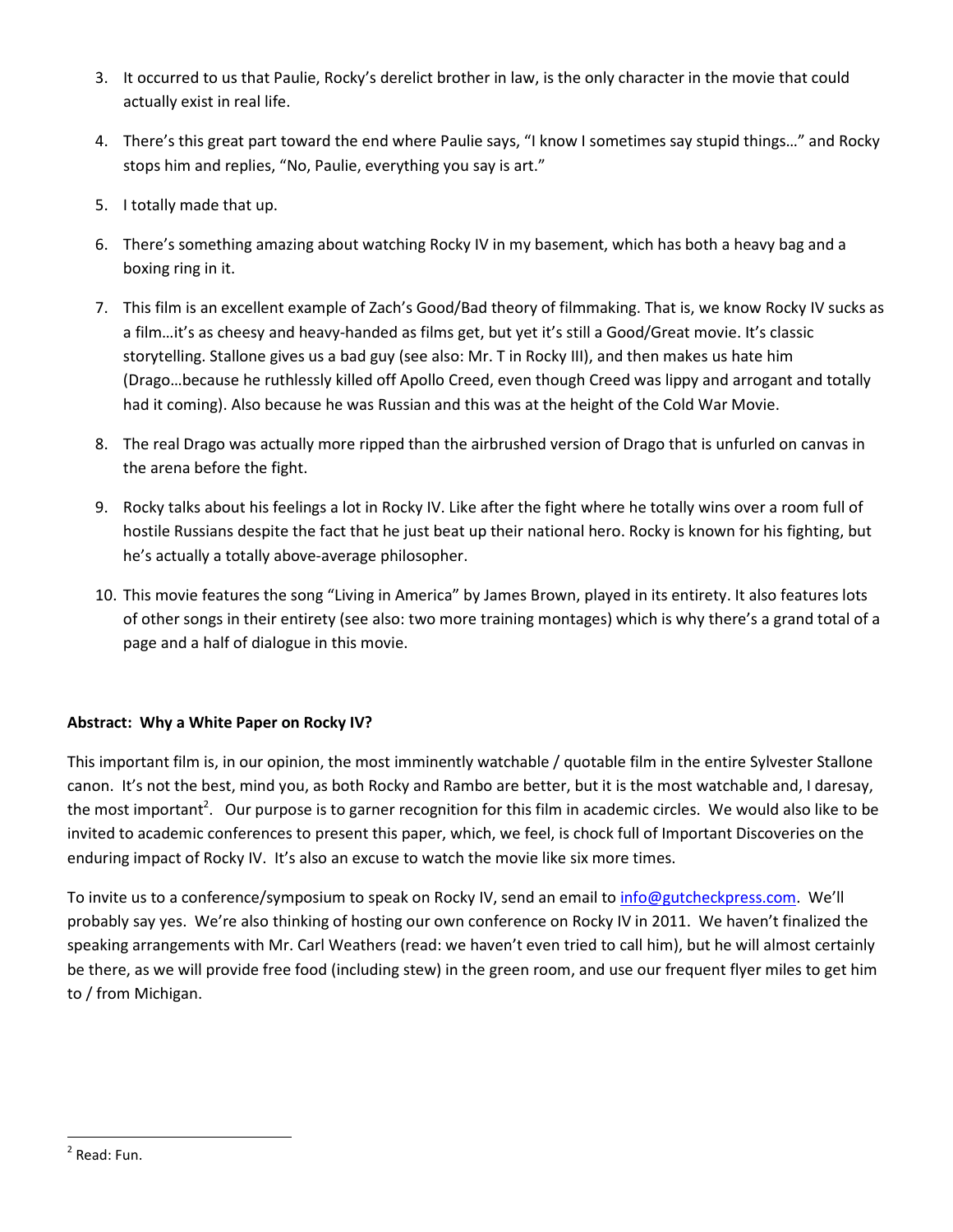3. It occurred to us that Paulie, Rocky's derelict brother in law, is the only character in the movie that could actually exist in real life.
4. There's this great part toward the end where Paulie says, "I know I sometimes say stupid things…" and Rocky stops him and replies, "No, Paulie, everything you say is art."
5. I totally made that up.
6. There's something amazing about watching Rocky IV in my basement, which has both a heavy bag and a boxing ring in it.
7. This film is an excellent example of Zach's Good/Bad theory of filmmaking. That is, we know Rocky IV sucks as a film…it's as cheesy and heavy-handed as films get, but yet it's still a Good/Great movie. It's classic storytelling. Stallone gives us a bad guy (see also: Mr. T in Rocky III), and then makes us hate him (Drago…because he ruthlessly killed off Apollo Creed, even though Creed was lippy and arrogant and totally had it coming). Also because he was Russian and this was at the height of the Cold War Movie.
8. The real Drago was actually more ripped than the airbrushed version of Drago that is unfurled on canvas in the arena before the fight.
9. Rocky talks about his feelings a lot in Rocky IV. Like after the fight where he totally wins over a room full of hostile Russians despite the fact that he just beat up their national hero. Rocky is known for his fighting, but he's actually a totally above-average philosopher.
10. This movie features the song "Living in America" by James Brown, played in its entirety. It also features lots of other songs in their entirety (see also: two more training montages) which is why there's a grand total of a page and a half of dialogue in this movie.

**Abstract: Why a White Paper on Rocky IV?**

This important film is, in our opinion, the most imminently watchable / quotable film in the entire Sylvester Stallone canon. It's not the best, mind you, as both Rocky and Rambo are better, but it is the most watchable and, I daresay, the most important[2]. Our purpose is to garner recognition for this film in academic circles. We would also like to be invited to academic conferences to present this paper, which, we feel, is chock full of Important Discoveries on the enduring impact of Rocky IV. It's also an excuse to watch the movie like six more times.

To invite us to a conference/symposium to speak on Rocky IV, send an email to info@gutcheckpress.com. We'll probably say yes. We're also thinking of hosting our own conference on Rocky IV in 2011. We haven't finalized the speaking arrangements with Mr. Carl Weathers (read: we haven't even tried to call him), but he will almost certainly be there, as we will provide free food (including stew) in the green room, and use our frequent flyer miles to get him to / from Michigan.

[2] Read: Fun.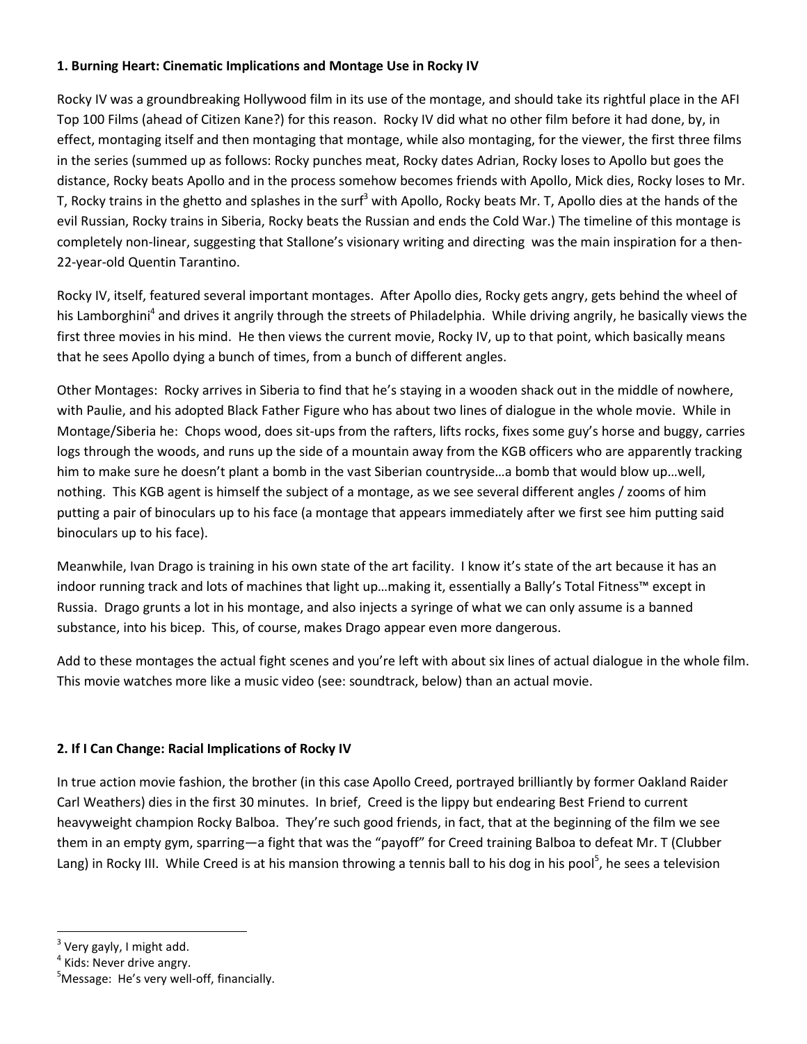**1. Burning Heart: Cinematic Implications and Montage Use in Rocky IV**

Rocky IV was a groundbreaking Hollywood film in its use of the montage, and should take its rightful place in the AFI Top 100 Films (ahead of Citizen Kane?) for this reason. Rocky IV did what no other film before it had done, by, in effect, montaging itself and then montaging that montage, while also montaging, for the viewer, the first three films in the series (summed up as follows: Rocky punches meat, Rocky dates Adrian, Rocky loses to Apollo but goes the distance, Rocky beats Apollo and in the process somehow becomes friends with Apollo, Mick dies, Rocky loses to Mr. T, Rocky trains in the ghetto and splashes in the surf[3] with Apollo, Rocky beats Mr. T, Apollo dies at the hands of the evil Russian, Rocky trains in Siberia, Rocky beats the Russian and ends the Cold War.) The timeline of this montage is completely non-linear, suggesting that Stallone's visionary writing and directing was the main inspiration for a then-22-year-old Quentin Tarantino.

Rocky IV, itself, featured several important montages. After Apollo dies, Rocky gets angry, gets behind the wheel of his Lamborghini[4] and drives it angrily through the streets of Philadelphia. While driving angrily, he basically views the first three movies in his mind. He then views the current movie, Rocky IV, up to that point, which basically means that he sees Apollo dying a bunch of times, from a bunch of different angles.

Other Montages: Rocky arrives in Siberia to find that he's staying in a wooden shack out in the middle of nowhere, with Paulie, and his adopted Black Father Figure who has about two lines of dialogue in the whole movie. While in Montage/Siberia he: Chops wood, does sit-ups from the rafters, lifts rocks, fixes some guy's horse and buggy, carries logs through the woods, and runs up the side of a mountain away from the KGB officers who are apparently tracking him to make sure he doesn't plant a bomb in the vast Siberian countryside…a bomb that would blow up…well, nothing. This KGB agent is himself the subject of a montage, as we see several different angles / zooms of him putting a pair of binoculars up to his face (a montage that appears immediately after we first see him putting said binoculars up to his face).

Meanwhile, Ivan Drago is training in his own state of the art facility. I know it's state of the art because it has an indoor running track and lots of machines that light up…making it, essentially a Bally's Total Fitness™ except in Russia. Drago grunts a lot in his montage, and also injects a syringe of what we can only assume is a banned substance, into his bicep. This, of course, makes Drago appear even more dangerous.

Add to these montages the actual fight scenes and you're left with about six lines of actual dialogue in the whole film. This movie watches more like a music video (see: soundtrack, below) than an actual movie.

**2. If I Can Change: Racial Implications of Rocky IV**

In true action movie fashion, the brother (in this case Apollo Creed, portrayed brilliantly by former Oakland Raider Carl Weathers) dies in the first 30 minutes. In brief, Creed is the lippy but endearing Best Friend to current heavyweight champion Rocky Balboa. They're such good friends, in fact, that at the beginning of the film we see them in an empty gym, sparring—a fight that was the "payoff" for Creed training Balboa to defeat Mr. T (Clubber Lang) in Rocky III. While Creed is at his mansion throwing a tennis ball to his dog in his pool[5], he sees a television

---

[3] Very gayly, I might add.

[4] Kids: Never drive angry.

[5] Message: He's very well-off, financially.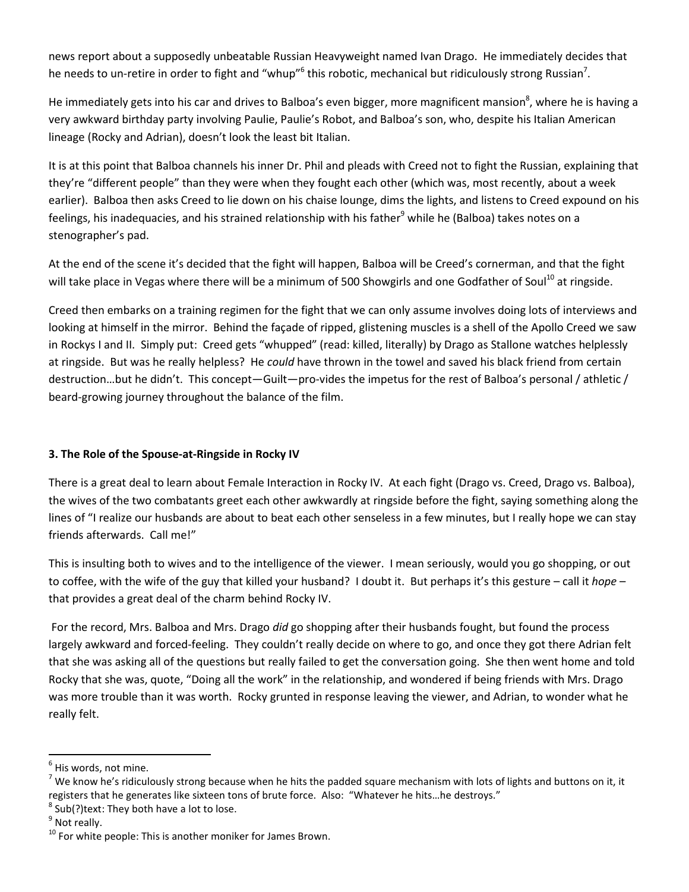news report about a supposedly unbeatable Russian Heavyweight named Ivan Drago. He immediately decides that he needs to un-retire in order to fight and "whup"[6] this robotic, mechanical but ridiculously strong Russian[7].

He immediately gets into his car and drives to Balboa's even bigger, more magnificent mansion[8], where he is having a very awkward birthday party involving Paulie, Paulie's Robot, and Balboa's son, who, despite his Italian American lineage (Rocky and Adrian), doesn't look the least bit Italian.

It is at this point that Balboa channels his inner Dr. Phil and pleads with Creed not to fight the Russian, explaining that they're "different people" than they were when they fought each other (which was, most recently, about a week earlier). Balboa then asks Creed to lie down on his chaise lounge, dims the lights, and listens to Creed expound on his feelings, his inadequacies, and his strained relationship with his father[9] while he (Balboa) takes notes on a stenographer's pad.

At the end of the scene it's decided that the fight will happen, Balboa will be Creed's cornerman, and that the fight will take place in Vegas where there will be a minimum of 500 Showgirls and one Godfather of Soul[10] at ringside.

Creed then embarks on a training regimen for the fight that we can only assume involves doing lots of interviews and looking at himself in the mirror. Behind the façade of ripped, glistening muscles is a shell of the Apollo Creed we saw in Rockys I and II. Simply put: Creed gets "whupped" (read: killed, literally) by Drago as Stallone watches helplessly at ringside. But was he really helpless? He *could* have thrown in the towel and saved his black friend from certain destruction…but he didn't. This concept—Guilt—pro-vides the impetus for the rest of Balboa's personal / athletic / beard-growing journey throughout the balance of the film.

### 3. The Role of the Spouse-at-Ringside in Rocky IV

There is a great deal to learn about Female Interaction in Rocky IV. At each fight (Drago vs. Creed, Drago vs. Balboa), the wives of the two combatants greet each other awkwardly at ringside before the fight, saying something along the lines of "I realize our husbands are about to beat each other senseless in a few minutes, but I really hope we can stay friends afterwards. Call me!"

This is insulting both to wives and to the intelligence of the viewer. I mean seriously, would you go shopping, or out to coffee, with the wife of the guy that killed your husband? I doubt it. But perhaps it's this gesture – call it *hope* – that provides a great deal of the charm behind Rocky IV.

For the record, Mrs. Balboa and Mrs. Drago *did* go shopping after their husbands fought, but found the process largely awkward and forced-feeling. They couldn't really decide on where to go, and once they got there Adrian felt that she was asking all of the questions but really failed to get the conversation going. She then went home and told Rocky that she was, quote, "Doing all the work" in the relationship, and wondered if being friends with Mrs. Drago was more trouble than it was worth. Rocky grunted in response leaving the viewer, and Adrian, to wonder what he really felt.

---

[6] His words, not mine.

[7] We know he's ridiculously strong because when he hits the padded square mechanism with lots of lights and buttons on it, it registers that he generates like sixteen tons of brute force. Also: "Whatever he hits…he destroys."

[8] Sub(?)text: They both have a lot to lose.

[9] Not really.

[10] For white people: This is another moniker for James Brown.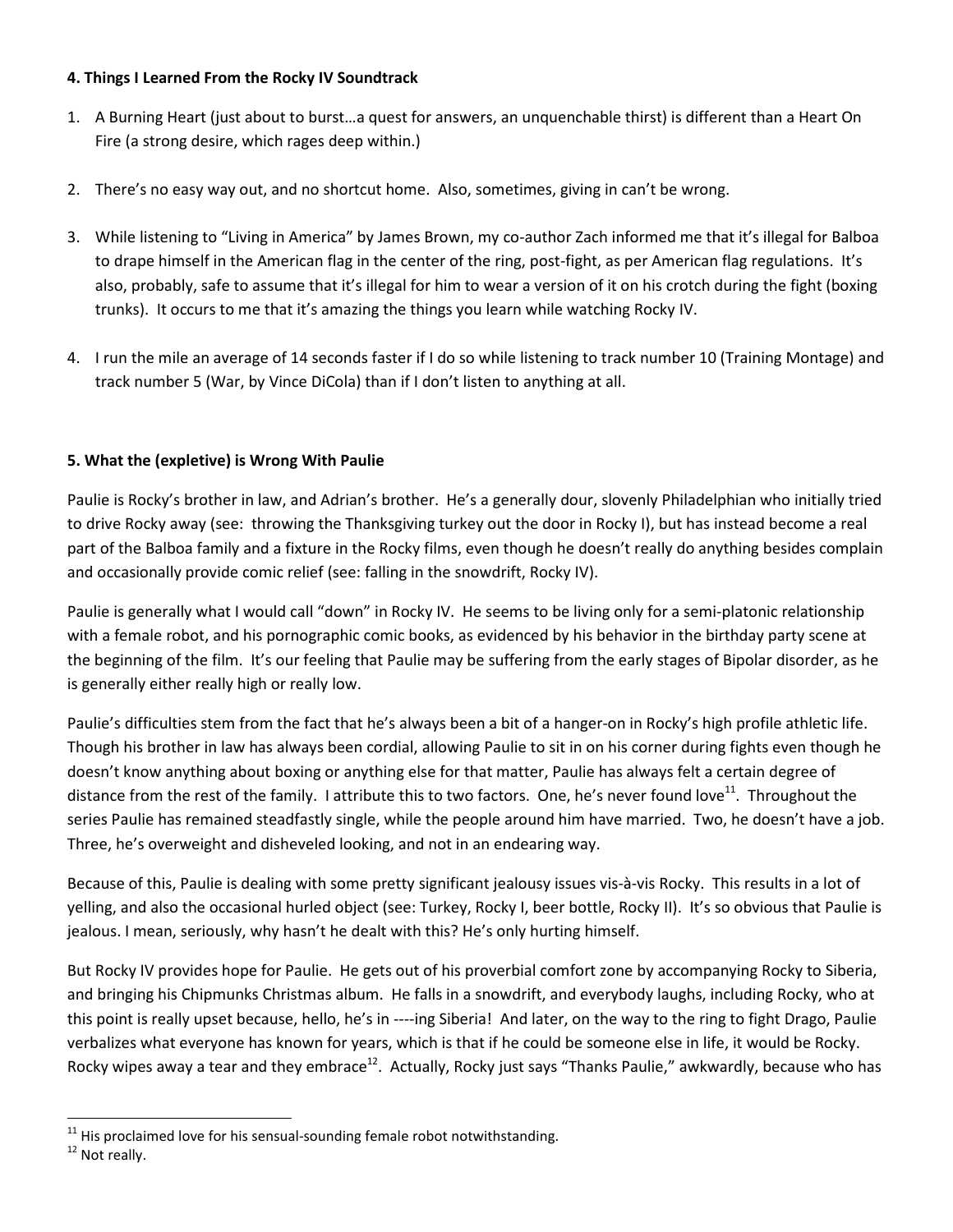**4. Things I Learned From the Rocky IV Soundtrack**

1. A Burning Heart (just about to burst…a quest for answers, an unquenchable thirst) is different than a Heart On Fire (a strong desire, which rages deep within.)

2. There's no easy way out, and no shortcut home. Also, sometimes, giving in can't be wrong.

3. While listening to "Living in America" by James Brown, my co-author Zach informed me that it's illegal for Balboa to drape himself in the American flag in the center of the ring, post-fight, as per American flag regulations. It's also, probably, safe to assume that it's illegal for him to wear a version of it on his crotch during the fight (boxing trunks). It occurs to me that it's amazing the things you learn while watching Rocky IV.

4. I run the mile an average of 14 seconds faster if I do so while listening to track number 10 (Training Montage) and track number 5 (War, by Vince DiCola) than if I don't listen to anything at all.

**5. What the (expletive) is Wrong With Paulie**

Paulie is Rocky's brother in law, and Adrian's brother. He's a generally dour, slovenly Philadelphian who initially tried to drive Rocky away (see: throwing the Thanksgiving turkey out the door in Rocky I), but has instead become a real part of the Balboa family and a fixture in the Rocky films, even though he doesn't really do anything besides complain and occasionally provide comic relief (see: falling in the snowdrift, Rocky IV).

Paulie is generally what I would call "down" in Rocky IV. He seems to be living only for a semi-platonic relationship with a female robot, and his pornographic comic books, as evidenced by his behavior in the birthday party scene at the beginning of the film. It's our feeling that Paulie may be suffering from the early stages of Bipolar disorder, as he is generally either really high or really low.

Paulie's difficulties stem from the fact that he's always been a bit of a hanger-on in Rocky's high profile athletic life. Though his brother in law has always been cordial, allowing Paulie to sit in on his corner during fights even though he doesn't know anything about boxing or anything else for that matter, Paulie has always felt a certain degree of distance from the rest of the family. I attribute this to two factors. One, he's never found love[11]. Throughout the series Paulie has remained steadfastly single, while the people around him have married. Two, he doesn't have a job. Three, he's overweight and disheveled looking, and not in an endearing way.

Because of this, Paulie is dealing with some pretty significant jealousy issues vis-à-vis Rocky. This results in a lot of yelling, and also the occasional hurled object (see: Turkey, Rocky I, beer bottle, Rocky II). It's so obvious that Paulie is jealous. I mean, seriously, why hasn't he dealt with this? He's only hurting himself.

But Rocky IV provides hope for Paulie. He gets out of his proverbial comfort zone by accompanying Rocky to Siberia, and bringing his Chipmunks Christmas album. He falls in a snowdrift, and everybody laughs, including Rocky, who at this point is really upset because, hello, he's in ----ing Siberia! And later, on the way to the ring to fight Drago, Paulie verbalizes what everyone has known for years, which is that if he could be someone else in life, it would be Rocky. Rocky wipes away a tear and they embrace[12]. Actually, Rocky just says "Thanks Paulie," awkwardly, because who has

---

[11] His proclaimed love for his sensual-sounding female robot notwithstanding.

[12] Not really.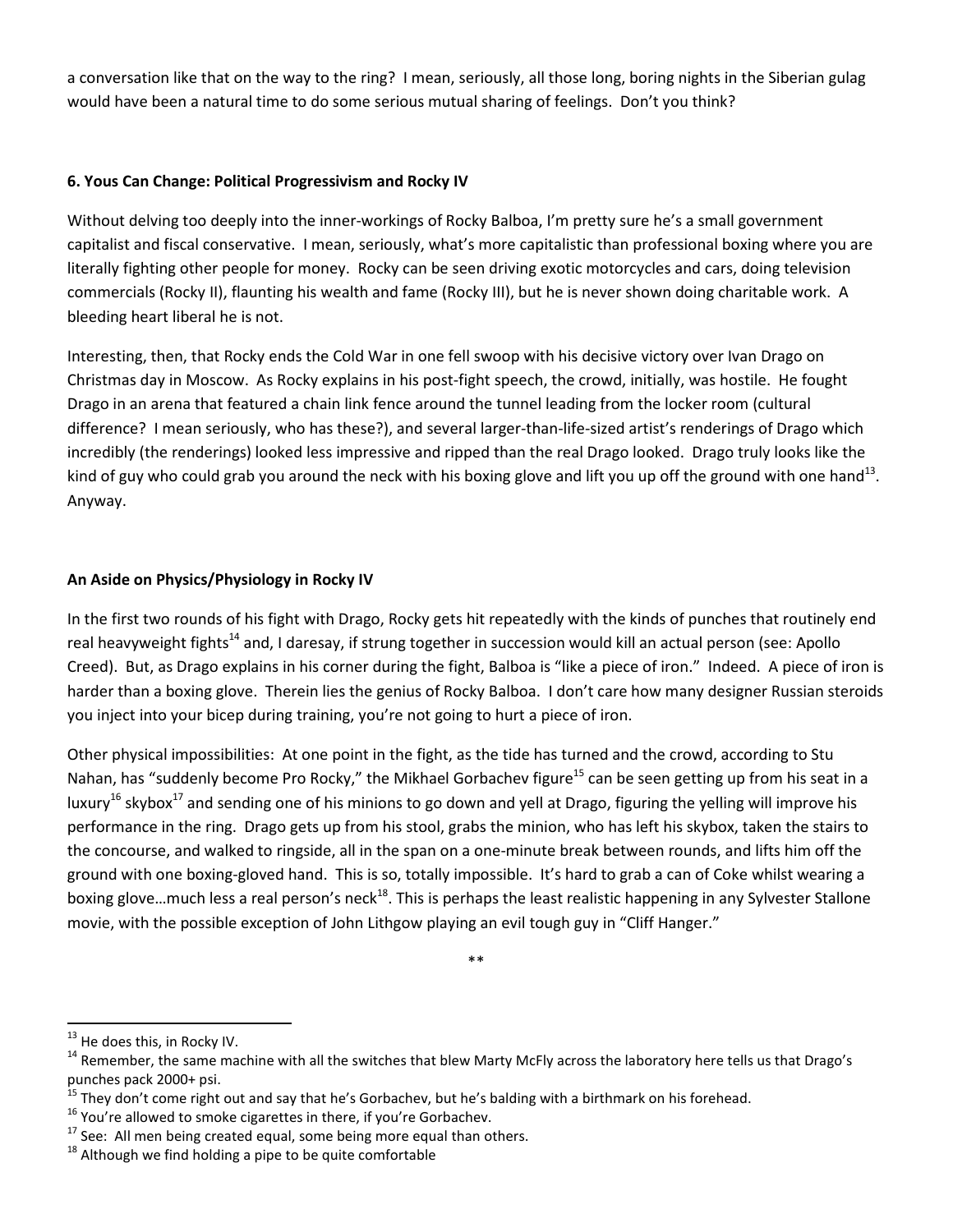a conversation like that on the way to the ring? I mean, seriously, all those long, boring nights in the Siberian gulag would have been a natural time to do some serious mutual sharing of feelings. Don't you think?

**6. Yous Can Change: Political Progressivism and Rocky IV**

Without delving too deeply into the inner-workings of Rocky Balboa, I'm pretty sure he's a small government capitalist and fiscal conservative. I mean, seriously, what's more capitalistic than professional boxing where you are literally fighting other people for money. Rocky can be seen driving exotic motorcycles and cars, doing television commercials (Rocky II), flaunting his wealth and fame (Rocky III), but he is never shown doing charitable work. A bleeding heart liberal he is not.

Interesting, then, that Rocky ends the Cold War in one fell swoop with his decisive victory over Ivan Drago on Christmas day in Moscow. As Rocky explains in his post-fight speech, the crowd, initially, was hostile. He fought Drago in an arena that featured a chain link fence around the tunnel leading from the locker room (cultural difference? I mean seriously, who has these?), and several larger-than-life-sized artist's renderings of Drago which incredibly (the renderings) looked less impressive and ripped than the real Drago looked. Drago truly looks like the kind of guy who could grab you around the neck with his boxing glove and lift you up off the ground with one hand[13]. Anyway.

**An Aside on Physics/Physiology in Rocky IV**

In the first two rounds of his fight with Drago, Rocky gets hit repeatedly with the kinds of punches that routinely end real heavyweight fights[14] and, I daresay, if strung together in succession would kill an actual person (see: Apollo Creed). But, as Drago explains in his corner during the fight, Balboa is "like a piece of iron." Indeed. A piece of iron is harder than a boxing glove. Therein lies the genius of Rocky Balboa. I don't care how many designer Russian steroids you inject into your bicep during training, you're not going to hurt a piece of iron.

Other physical impossibilities: At one point in the fight, as the tide has turned and the crowd, according to Stu Nahan, has "suddenly become Pro Rocky," the Mikhael Gorbachev figure[15] can be seen getting up from his seat in a luxury[16] skybox[17] and sending one of his minions to go down and yell at Drago, figuring the yelling will improve his performance in the ring. Drago gets up from his stool, grabs the minion, who has left his skybox, taken the stairs to the concourse, and walked to ringside, all in the span on a one-minute break between rounds, and lifts him off the ground with one boxing-gloved hand. This is so, totally impossible. It's hard to grab a can of Coke whilst wearing a boxing glove…much less a real person's neck[18]. This is perhaps the least realistic happening in any Sylvester Stallone movie, with the possible exception of John Lithgow playing an evil tough guy in "Cliff Hanger."

**

---

[13] He does this, in Rocky IV.

[14] Remember, the same machine with all the switches that blew Marty McFly across the laboratory here tells us that Drago's punches pack 2000+ psi.

[15] They don't come right out and say that he's Gorbachev, but he's balding with a birthmark on his forehead.

[16] You're allowed to smoke cigarettes in there, if you're Gorbachev.

[17] See: All men being created equal, some being more equal than others.

[18] Although we find holding a pipe to be quite comfortable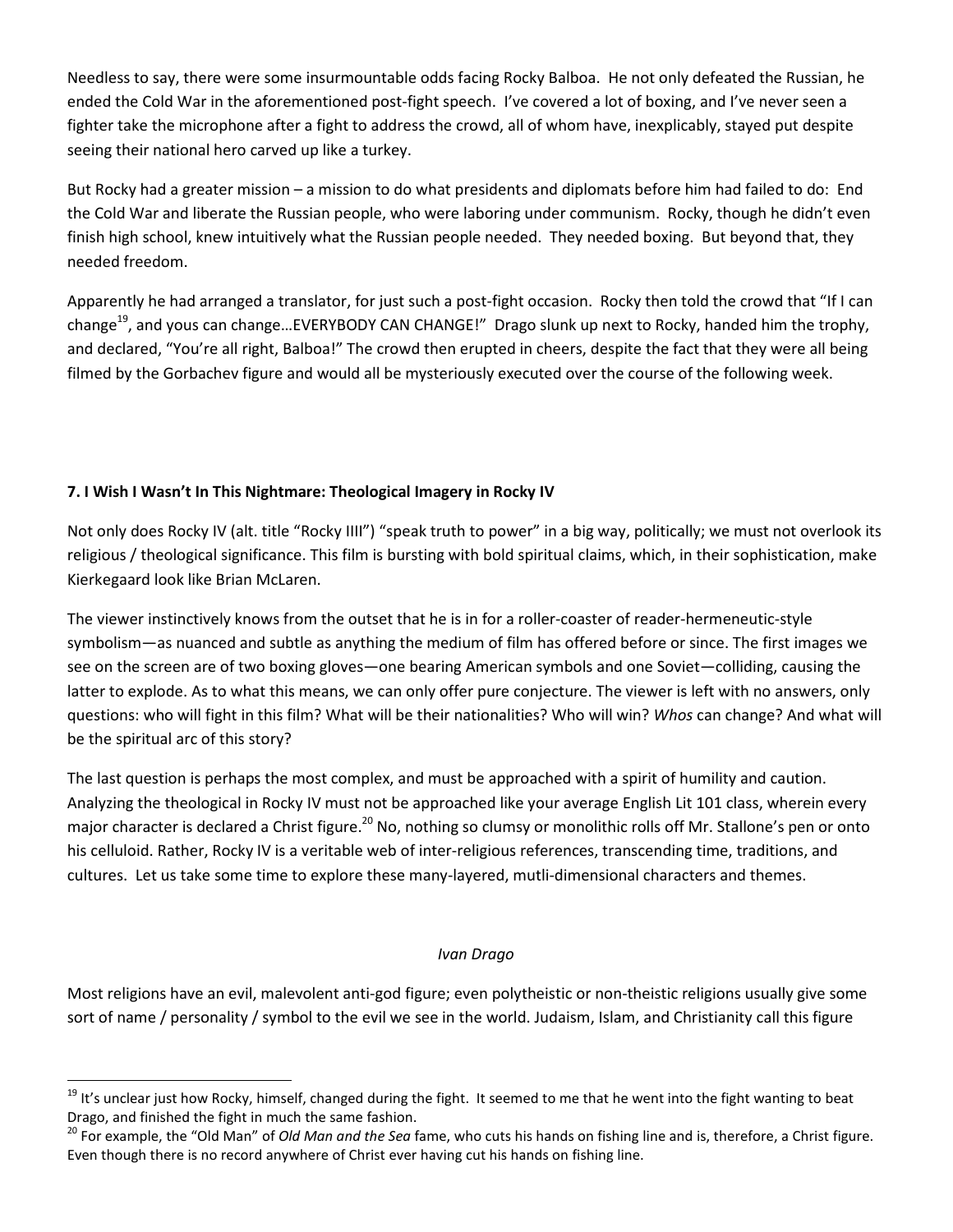Needless to say, there were some insurmountable odds facing Rocky Balboa. He not only defeated the Russian, he ended the Cold War in the aforementioned post-fight speech. I've covered a lot of boxing, and I've never seen a fighter take the microphone after a fight to address the crowd, all of whom have, inexplicably, stayed put despite seeing their national hero carved up like a turkey.

But Rocky had a greater mission – a mission to do what presidents and diplomats before him had failed to do: End the Cold War and liberate the Russian people, who were laboring under communism. Rocky, though he didn't even finish high school, knew intuitively what the Russian people needed. They needed boxing. But beyond that, they needed freedom.

Apparently he had arranged a translator, for just such a post-fight occasion. Rocky then told the crowd that "If I can change[19], and yous can change…EVERYBODY CAN CHANGE!" Drago slunk up next to Rocky, handed him the trophy, and declared, "You're all right, Balboa!" The crowd then erupted in cheers, despite the fact that they were all being filmed by the Gorbachev figure and would all be mysteriously executed over the course of the following week.

## 7. I Wish I Wasn't In This Nightmare: Theological Imagery in Rocky IV

Not only does Rocky IV (alt. title "Rocky IIII") "speak truth to power" in a big way, politically; we must not overlook its religious / theological significance. This film is bursting with bold spiritual claims, which, in their sophistication, make Kierkegaard look like Brian McLaren.

The viewer instinctively knows from the outset that he is in for a roller-coaster of reader-hermeneutic-style symbolism—as nuanced and subtle as anything the medium of film has offered before or since. The first images we see on the screen are of two boxing gloves—one bearing American symbols and one Soviet—colliding, causing the latter to explode. As to what this means, we can only offer pure conjecture. The viewer is left with no answers, only questions: who will fight in this film? What will be their nationalities? Who will win? *Whos* can change? And what will be the spiritual arc of this story?

The last question is perhaps the most complex, and must be approached with a spirit of humility and caution. Analyzing the theological in Rocky IV must not be approached like your average English Lit 101 class, wherein every major character is declared a Christ figure.[20] No, nothing so clumsy or monolithic rolls off Mr. Stallone's pen or onto his celluloid. Rather, Rocky IV is a veritable web of inter-religious references, transcending time, traditions, and cultures. Let us take some time to explore these many-layered, mutli-dimensional characters and themes.

*Ivan Drago*

Most religions have an evil, malevolent anti-god figure; even polytheistic or non-theistic religions usually give some sort of name / personality / symbol to the evil we see in the world. Judaism, Islam, and Christianity call this figure

---

[19] It's unclear just how Rocky, himself, changed during the fight. It seemed to me that he went into the fight wanting to beat Drago, and finished the fight in much the same fashion.

[20] For example, the "Old Man" of *Old Man and the Sea* fame, who cuts his hands on fishing line and is, therefore, a Christ figure. Even though there is no record anywhere of Christ ever having cut his hands on fishing line.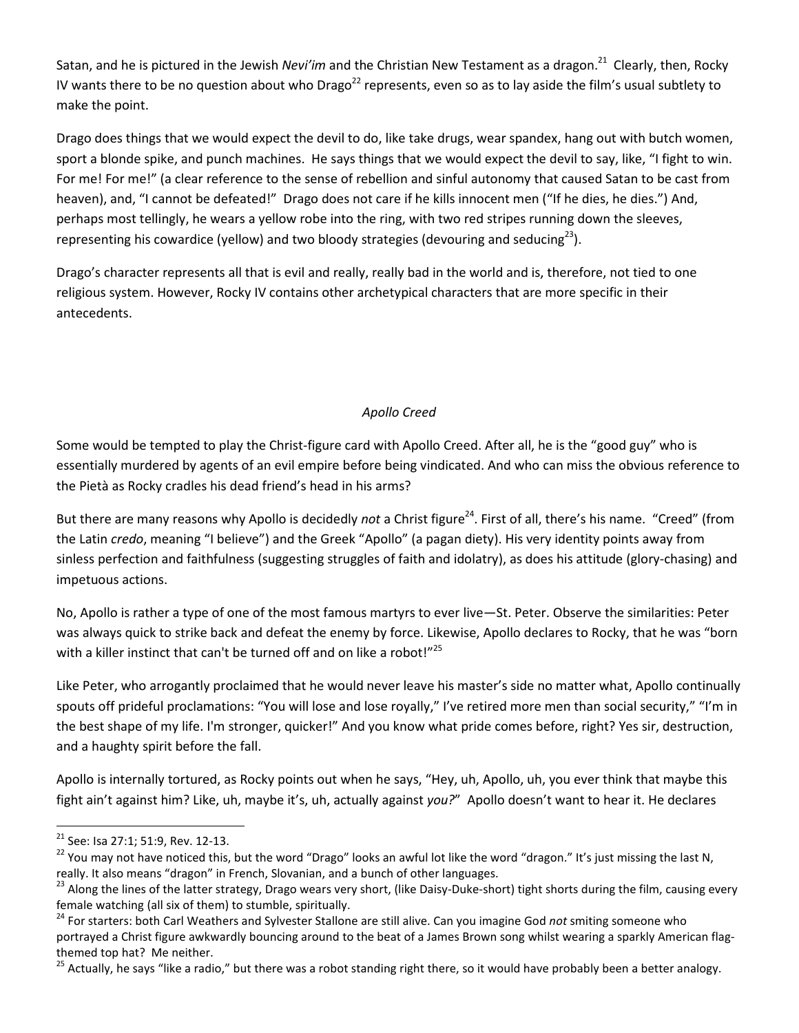Satan, and he is pictured in the Jewish *Nevi'im* and the Christian New Testament as a dragon.[21] Clearly, then, Rocky IV wants there to be no question about who Drago[22] represents, even so as to lay aside the film's usual subtlety to make the point.

Drago does things that we would expect the devil to do, like take drugs, wear spandex, hang out with butch women, sport a blonde spike, and punch machines. He says things that we would expect the devil to say, like, "I fight to win. For me! For me!" (a clear reference to the sense of rebellion and sinful autonomy that caused Satan to be cast from heaven), and, "I cannot be defeated!" Drago does not care if he kills innocent men ("If he dies, he dies.") And, perhaps most tellingly, he wears a yellow robe into the ring, with two red stripes running down the sleeves, representing his cowardice (yellow) and two bloody strategies (devouring and seducing[23]).

Drago's character represents all that is evil and really, really bad in the world and is, therefore, not tied to one religious system. However, Rocky IV contains other archetypical characters that are more specific in their antecedents.

### *Apollo Creed*

Some would be tempted to play the Christ-figure card with Apollo Creed. After all, he is the "good guy" who is essentially murdered by agents of an evil empire before being vindicated. And who can miss the obvious reference to the Pietà as Rocky cradles his dead friend's head in his arms?

But there are many reasons why Apollo is decidedly *not* a Christ figure[24]. First of all, there's his name. "Creed" (from the Latin *credo*, meaning "I believe") and the Greek "Apollo" (a pagan diety). His very identity points away from sinless perfection and faithfulness (suggesting struggles of faith and idolatry), as does his attitude (glory-chasing) and impetuous actions.

No, Apollo is rather a type of one of the most famous martyrs to ever live—St. Peter. Observe the similarities: Peter was always quick to strike back and defeat the enemy by force. Likewise, Apollo declares to Rocky, that he was "born with a killer instinct that can't be turned off and on like a robot!"[25]

Like Peter, who arrogantly proclaimed that he would never leave his master's side no matter what, Apollo continually spouts off prideful proclamations: "You will lose and lose royally," I've retired more men than social security," "I'm in the best shape of my life. I'm stronger, quicker!" And you know what pride comes before, right? Yes sir, destruction, and a haughty spirit before the fall.

Apollo is internally tortured, as Rocky points out when he says, "Hey, uh, Apollo, uh, you ever think that maybe this fight ain't against him? Like, uh, maybe it's, uh, actually against *you?*" Apollo doesn't want to hear it. He declares

---

[21] See: Isa 27:1; 51:9, Rev. 12-13.

[22] You may not have noticed this, but the word "Drago" looks an awful lot like the word "dragon." It's just missing the last N, really. It also means "dragon" in French, Slovanian, and a bunch of other languages.

[23] Along the lines of the latter strategy, Drago wears very short, (like Daisy-Duke-short) tight shorts during the film, causing every female watching (all six of them) to stumble, spiritually.

[24] For starters: both Carl Weathers and Sylvester Stallone are still alive. Can you imagine God *not* smiting someone who portrayed a Christ figure awkwardly bouncing around to the beat of a James Brown song whilst wearing a sparkly American flag-themed top hat? Me neither.

[25] Actually, he says "like a radio," but there was a robot standing right there, so it would have probably been a better analogy.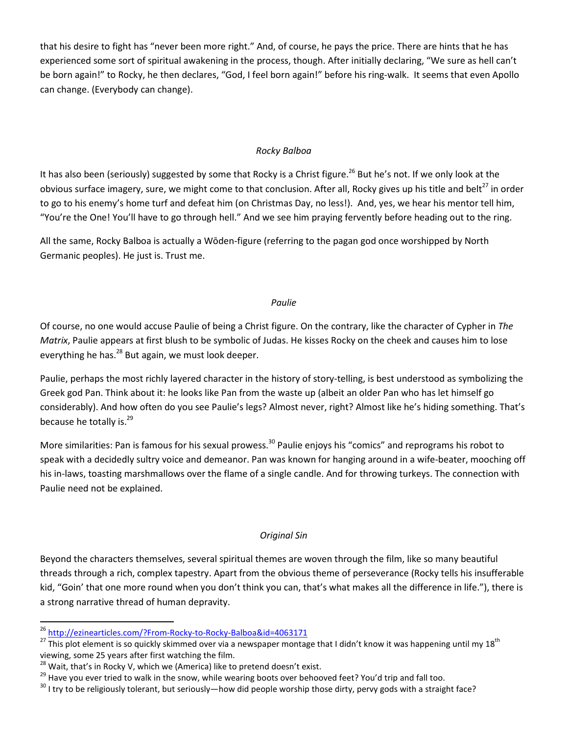that his desire to fight has "never been more right." And, of course, he pays the price. There are hints that he has experienced some sort of spiritual awakening in the process, though. After initially declaring, "We sure as hell can't be born again!" to Rocky, he then declares, "God, I feel born again!" before his ring-walk. It seems that even Apollo can change. (Everybody can change).

### *Rocky Balboa*

It has also been (seriously) suggested by some that Rocky is a Christ figure.[26] But he's not. If we only look at the obvious surface imagery, sure, we might come to that conclusion. After all, Rocky gives up his title and belt[27] in order to go to his enemy's home turf and defeat him (on Christmas Day, no less!). And, yes, we hear his mentor tell him, "You're the One! You'll have to go through hell." And we see him praying fervently before heading out to the ring.

All the same, Rocky Balboa is actually a Wōden-figure (referring to the pagan god once worshipped by North Germanic peoples). He just is. Trust me.

### *Paulie*

Of course, no one would accuse Paulie of being a Christ figure. On the contrary, like the character of Cypher in *The Matrix*, Paulie appears at first blush to be symbolic of Judas. He kisses Rocky on the cheek and causes him to lose everything he has.[28] But again, we must look deeper.

Paulie, perhaps the most richly layered character in the history of story-telling, is best understood as symbolizing the Greek god Pan. Think about it: he looks like Pan from the waste up (albeit an older Pan who has let himself go considerably). And how often do you see Paulie's legs? Almost never, right? Almost like he's hiding something. That's because he totally is.[29]

More similarities: Pan is famous for his sexual prowess.[30] Paulie enjoys his "comics" and reprograms his robot to speak with a decidedly sultry voice and demeanor. Pan was known for hanging around in a wife-beater, mooching off his in-laws, toasting marshmallows over the flame of a single candle. And for throwing turkeys. The connection with Paulie need not be explained.

### *Original Sin*

Beyond the characters themselves, several spiritual themes are woven through the film, like so many beautiful threads through a rich, complex tapestry. Apart from the obvious theme of perseverance (Rocky tells his insufferable kid, "Goin' that one more round when you don't think you can, that's what makes all the difference in life."), there is a strong narrative thread of human depravity.

---

[26] http://ezinearticles.com/?From-Rocky-to-Rocky-Balboa&id=4063171

[27] This plot element is so quickly skimmed over via a newspaper montage that I didn't know it was happening until my 18th viewing, some 25 years after first watching the film.

[28] Wait, that's in Rocky V, which we (America) like to pretend doesn't exist.

[29] Have you ever tried to walk in the snow, while wearing boots over behooved feet? You'd trip and fall too.

[30] I try to be religiously tolerant, but seriously—how did people worship those dirty, pervy gods with a straight face?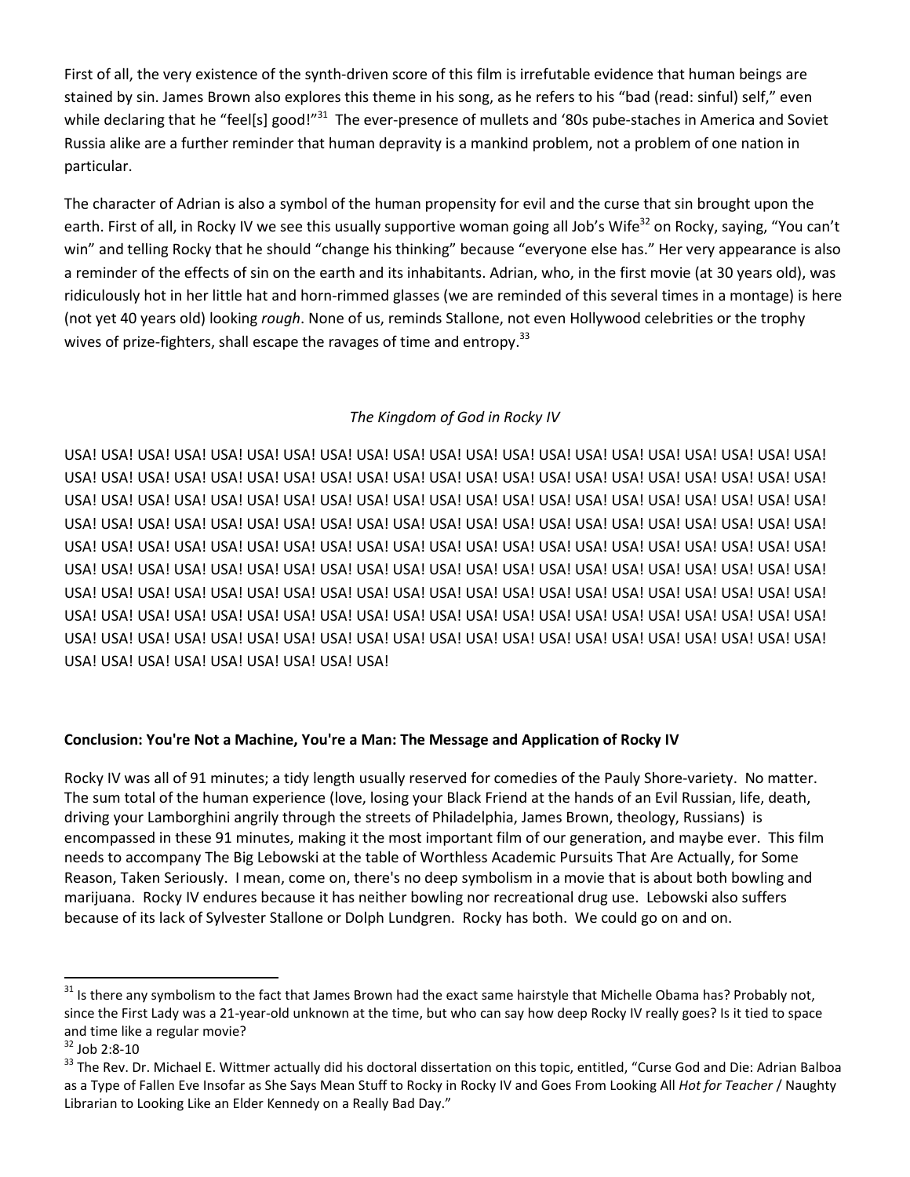First of all, the very existence of the synth-driven score of this film is irrefutable evidence that human beings are stained by sin. James Brown also explores this theme in his song, as he refers to his "bad (read: sinful) self," even while declaring that he "feel[s] good!"[31] The ever-presence of mullets and '80s pube-staches in America and Soviet Russia alike are a further reminder that human depravity is a mankind problem, not a problem of one nation in particular.

The character of Adrian is also a symbol of the human propensity for evil and the curse that sin brought upon the earth. First of all, in Rocky IV we see this usually supportive woman going all Job's Wife[32] on Rocky, saying, "You can't win" and telling Rocky that he should "change his thinking" because "everyone else has." Her very appearance is also a reminder of the effects of sin on the earth and its inhabitants. Adrian, who, in the first movie (at 30 years old), was ridiculously hot in her little hat and horn-rimmed glasses (we are reminded of this several times in a montage) is here (not yet 40 years old) looking *rough*. None of us, reminds Stallone, not even Hollywood celebrities or the trophy wives of prize-fighters, shall escape the ravages of time and entropy.[33]

*The Kingdom of God in Rocky IV*

USA! USA! USA! USA! USA! USA! USA! USA! USA! USA! USA! USA! USA! USA! USA! USA! USA! USA! USA! USA! USA! USA! USA! USA! USA! USA! USA! USA! USA! USA! USA! USA! USA! USA! USA! USA! USA! USA! USA! USA! USA! USA! USA! USA! USA! USA! USA! USA! USA! USA! USA! USA! USA! USA! USA! USA! USA! USA! USA! USA! USA! USA! USA! USA! USA! USA! USA! USA! USA! USA! USA! USA! USA! USA! USA! USA! USA! USA! USA! USA! USA! USA! USA! USA! USA! USA! USA! USA! USA! USA! USA! USA! USA! USA! USA! USA! USA! USA! USA! USA! USA! USA! USA! USA! USA! USA! USA! USA! USA! USA! USA! USA! USA! USA! USA! USA! USA! USA! USA! USA! USA! USA! USA! USA! USA! USA! USA! USA! USA! USA! USA! USA! USA! USA! USA! USA! USA! USA! USA! USA! USA! USA! USA! USA! USA! USA! USA! USA! USA! USA! USA! USA! USA! USA! USA! USA! USA! USA! USA! USA! USA! USA! USA! USA! USA! USA! USA! USA! USA! USA! USA! USA! USA! USA! USA! USA! USA! USA! USA! USA! USA! USA! USA! USA! USA! USA! USA! USA! USA! USA! USA! USA! USA! USA! USA! USA! USA! USA! USA!

**Conclusion: You're Not a Machine, You're a Man: The Message and Application of Rocky IV**

Rocky IV was all of 91 minutes; a tidy length usually reserved for comedies of the Pauly Shore-variety. No matter. The sum total of the human experience (love, losing your Black Friend at the hands of an Evil Russian, life, death, driving your Lamborghini angrily through the streets of Philadelphia, James Brown, theology, Russians) is encompassed in these 91 minutes, making it the most important film of our generation, and maybe ever. This film needs to accompany The Big Lebowski at the table of Worthless Academic Pursuits That Are Actually, for Some Reason, Taken Seriously. I mean, come on, there's no deep symbolism in a movie that is about both bowling and marijuana. Rocky IV endures because it has neither bowling nor recreational drug use. Lebowski also suffers because of its lack of Sylvester Stallone or Dolph Lundgren. Rocky has both. We could go on and on.

---

[31] Is there any symbolism to the fact that James Brown had the exact same hairstyle that Michelle Obama has? Probably not, since the First Lady was a 21-year-old unknown at the time, but who can say how deep Rocky IV really goes? Is it tied to space and time like a regular movie?

[32] Job 2:8-10

[33] The Rev. Dr. Michael E. Wittmer actually did his doctoral dissertation on this topic, entitled, "Curse God and Die: Adrian Balboa as a Type of Fallen Eve Insofar as She Says Mean Stuff to Rocky in Rocky IV and Goes From Looking All *Hot for Teacher* / Naughty Librarian to Looking Like an Elder Kennedy on a Really Bad Day."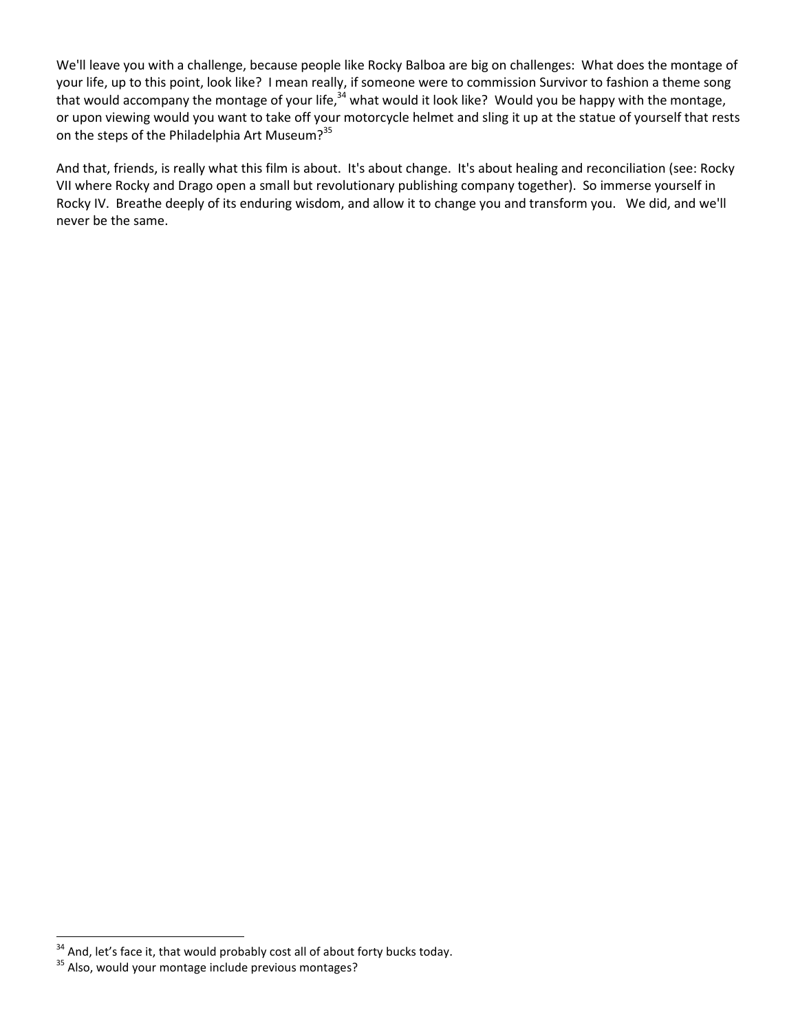We'll leave you with a challenge, because people like Rocky Balboa are big on challenges: What does the montage of your life, up to this point, look like? I mean really, if someone were to commission Survivor to fashion a theme song that would accompany the montage of your life,[34] what would it look like? Would you be happy with the montage, or upon viewing would you want to take off your motorcycle helmet and sling it up at the statue of yourself that rests on the steps of the Philadelphia Art Museum?[35]

And that, friends, is really what this film is about. It's about change. It's about healing and reconciliation (see: Rocky VII where Rocky and Drago open a small but revolutionary publishing company together). So immerse yourself in Rocky IV. Breathe deeply of its enduring wisdom, and allow it to change you and transform you. We did, and we'll never be the same.

[34] And, let's face it, that would probably cost all of about forty bucks today.

[35] Also, would your montage include previous montages?